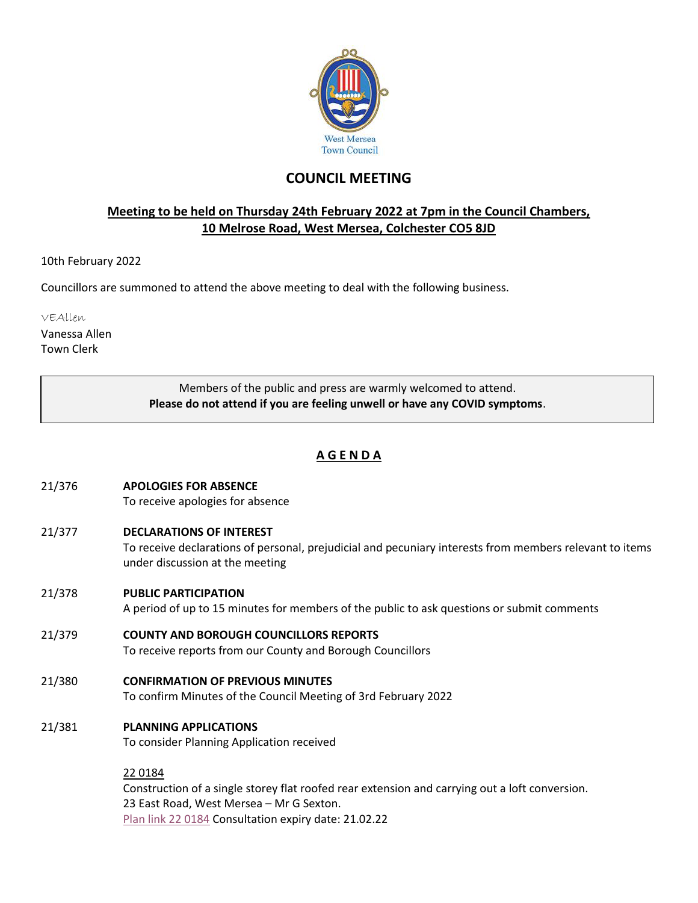West Mersea
Town Council

# COUNCIL MEETING

## Meeting to be held on Thursday 24th February 2022 at 7pm in the Council Chambers, 10 Melrose Road, West Mersea, Colchester CO5 8JD

10th February 2022

Councillors are summoned to attend the above meeting to deal with the following business.

VEAllen
Vanessa Allen
Town Clerk

> Members of the public and press are warmly welcomed to attend.
> **Please do not attend if you are feeling unwell or have any COVID symptoms**.

## A G E N D A

21/376 **APOLOGIES FOR ABSENCE**
To receive apologies for absence

21/377 **DECLARATIONS OF INTEREST**
To receive declarations of personal, prejudicial and pecuniary interests from members relevant to items under discussion at the meeting

21/378 **PUBLIC PARTICIPATION**
A period of up to 15 minutes for members of the public to ask questions or submit comments

21/379 **COUNTY AND BOROUGH COUNCILLORS REPORTS**
To receive reports from our County and Borough Councillors

21/380 **CONFIRMATION OF PREVIOUS MINUTES**
To confirm Minutes of the Council Meeting of 3rd February 2022

21/381 **PLANNING APPLICATIONS**
To consider Planning Application received

22 0184
Construction of a single storey flat roofed rear extension and carrying out a loft conversion.
23 East Road, West Mersea – Mr G Sexton.
Plan link 22 0184 Consultation expiry date: 21.02.22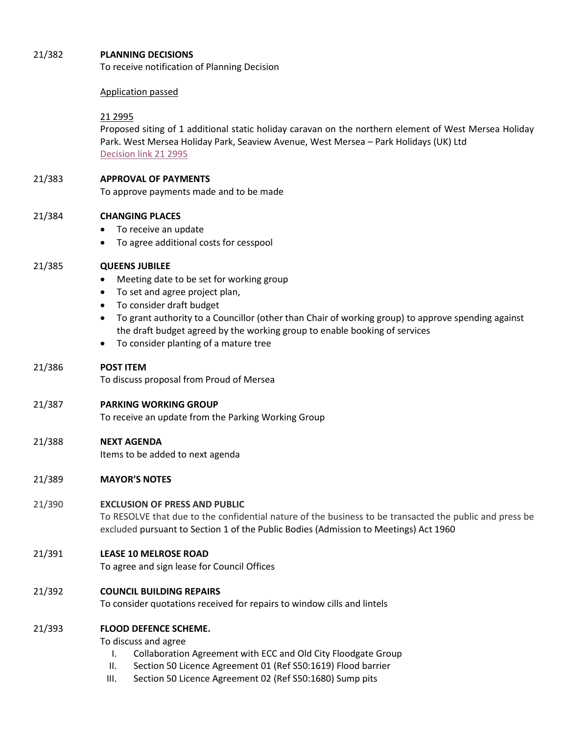21/382 **PLANNING DECISIONS**
To receive notification of Planning Decision

Application passed

21 2995
Proposed siting of 1 additional static holiday caravan on the northern element of West Mersea Holiday Park. West Mersea Holiday Park, Seaview Avenue, West Mersea – Park Holidays (UK) Ltd
Decision link 21 2995

21/383 **APPROVAL OF PAYMENTS**
To approve payments made and to be made

21/384 **CHANGING PLACES**

- To receive an update
- To agree additional costs for cesspool

21/385 **QUEENS JUBILEE**

- Meeting date to be set for working group
- To set and agree project plan,
- To consider draft budget
- To grant authority to a Councillor (other than Chair of working group) to approve spending against the draft budget agreed by the working group to enable booking of services
- To consider planting of a mature tree

21/386 **POST ITEM**
To discuss proposal from Proud of Mersea

21/387 **PARKING WORKING GROUP**
To receive an update from the Parking Working Group

21/388 **NEXT AGENDA**
Items to be added to next agenda

21/389 **MAYOR'S NOTES**

21/390 **EXCLUSION OF PRESS AND PUBLIC**
To RESOLVE that due to the confidential nature of the business to be transacted the public and press be excluded pursuant to Section 1 of the Public Bodies (Admission to Meetings) Act 1960

21/391 **LEASE 10 MELROSE ROAD**
To agree and sign lease for Council Offices

21/392 **COUNCIL BUILDING REPAIRS**
To consider quotations received for repairs to window cills and lintels

21/393 **FLOOD DEFENCE SCHEME.**
To discuss and agree

I. Collaboration Agreement with ECC and Old City Floodgate Group
II. Section 50 Licence Agreement 01 (Ref S50:1619) Flood barrier
III. Section 50 Licence Agreement 02 (Ref S50:1680) Sump pits